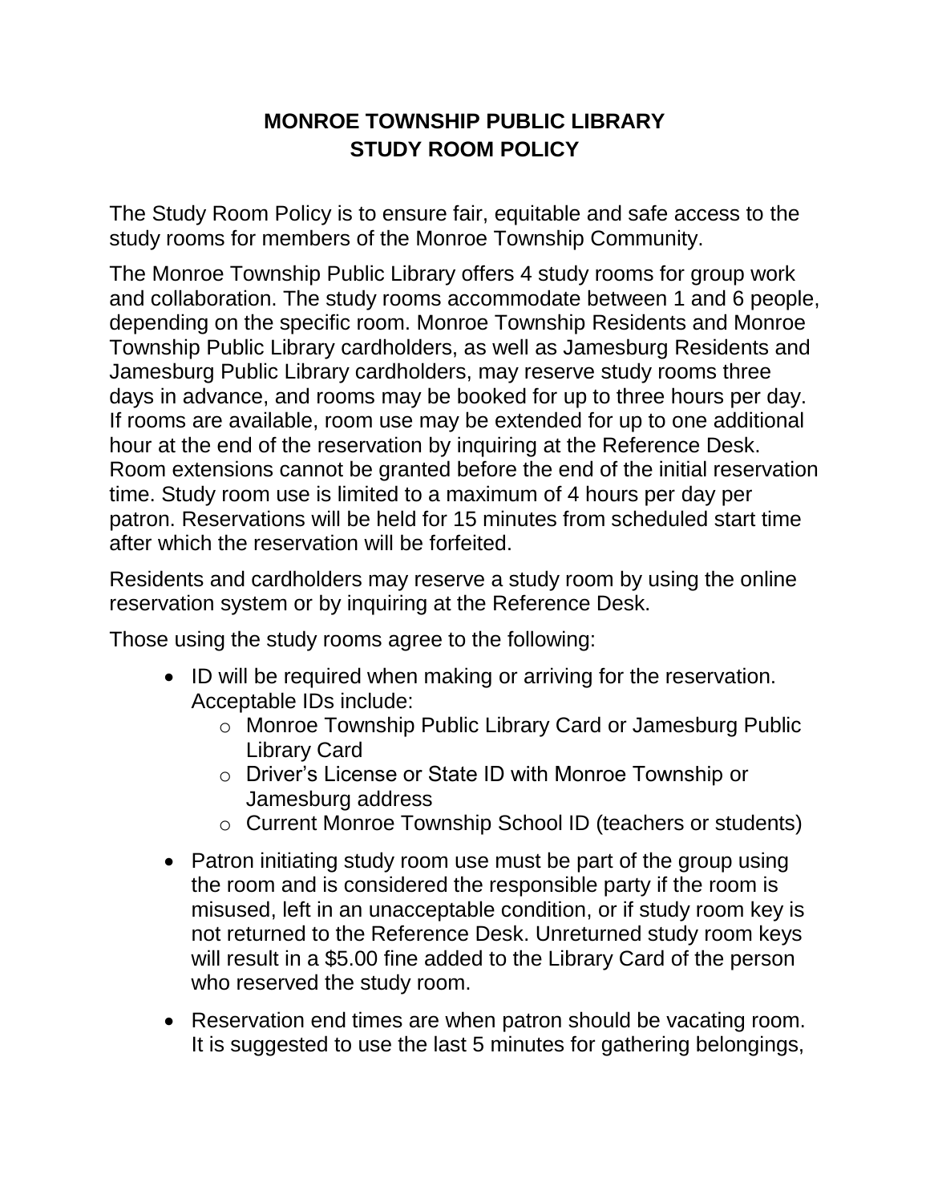# MONROE TOWNSHIP PUBLIC LIBRARY
# STUDY ROOM POLICY

The Study Room Policy is to ensure fair, equitable and safe access to the study rooms for members of the Monroe Township Community.

The Monroe Township Public Library offers 4 study rooms for group work and collaboration. The study rooms accommodate between 1 and 6 people, depending on the specific room. Monroe Township Residents and Monroe Township Public Library cardholders, as well as Jamesburg Residents and Jamesburg Public Library cardholders, may reserve study rooms three days in advance, and rooms may be booked for up to three hours per day. If rooms are available, room use may be extended for up to one additional hour at the end of the reservation by inquiring at the Reference Desk. Room extensions cannot be granted before the end of the initial reservation time. Study room use is limited to a maximum of 4 hours per day per patron. Reservations will be held for 15 minutes from scheduled start time after which the reservation will be forfeited.

Residents and cardholders may reserve a study room by using the online reservation system or by inquiring at the Reference Desk.

Those using the study rooms agree to the following:

- ID will be required when making or arriving for the reservation. Acceptable IDs include:
  - Monroe Township Public Library Card or Jamesburg Public Library Card
  - Driver's License or State ID with Monroe Township or Jamesburg address
  - Current Monroe Township School ID (teachers or students)
- Patron initiating study room use must be part of the group using the room and is considered the responsible party if the room is misused, left in an unacceptable condition, or if study room key is not returned to the Reference Desk. Unreturned study room keys will result in a $5.00 fine added to the Library Card of the person who reserved the study room.
- Reservation end times are when patron should be vacating room. It is suggested to use the last 5 minutes for gathering belongings,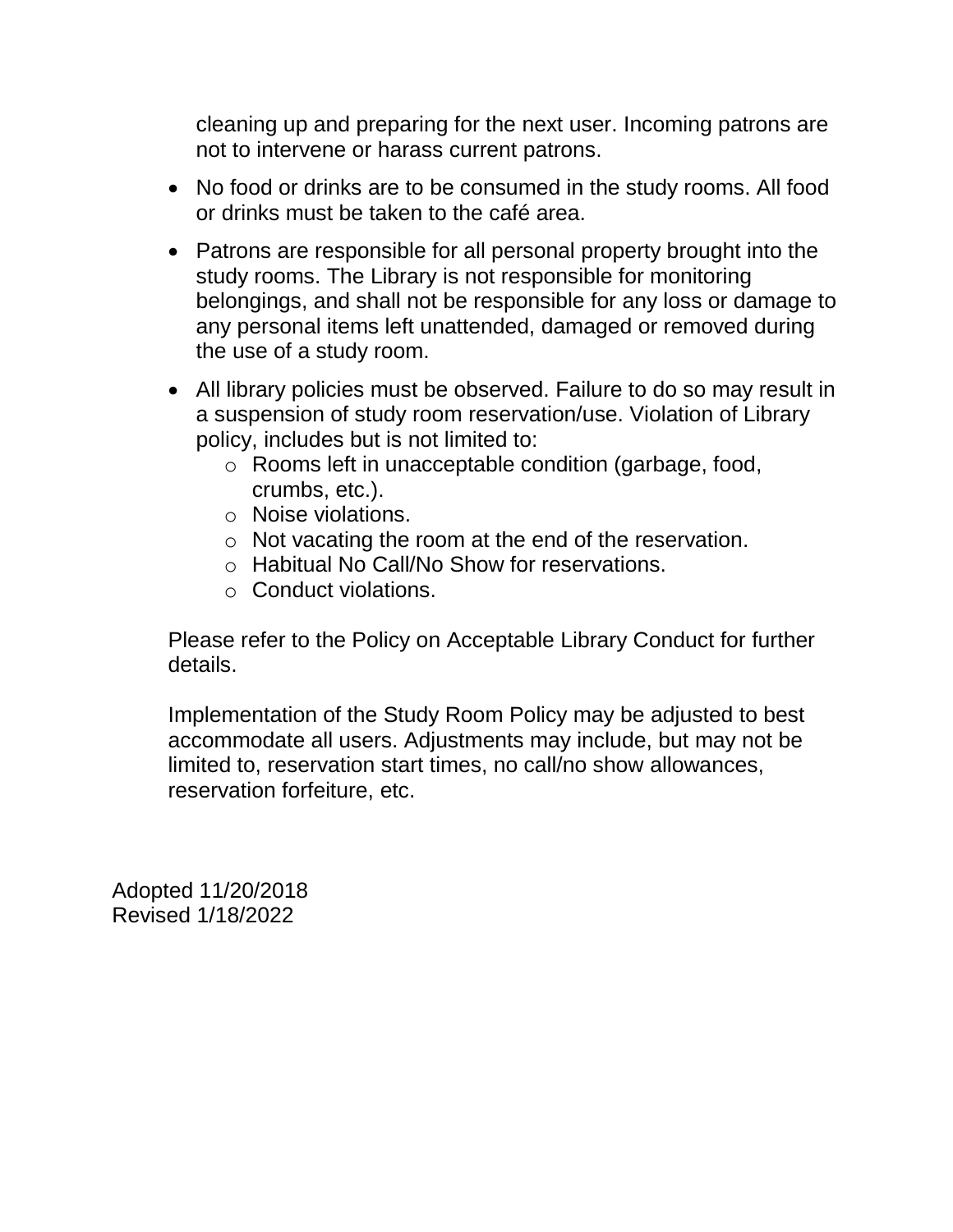cleaning up and preparing for the next user. Incoming patrons are not to intervene or harass current patrons.

- No food or drinks are to be consumed in the study rooms. All food or drinks must be taken to the café area.
- Patrons are responsible for all personal property brought into the study rooms. The Library is not responsible for monitoring belongings, and shall not be responsible for any loss or damage to any personal items left unattended, damaged or removed during the use of a study room.
- All library policies must be observed. Failure to do so may result in a suspension of study room reservation/use. Violation of Library policy, includes but is not limited to:
    - Rooms left in unacceptable condition (garbage, food, crumbs, etc.).
    - Noise violations.
    - Not vacating the room at the end of the reservation.
    - Habitual No Call/No Show for reservations.
    - Conduct violations.

Please refer to the Policy on Acceptable Library Conduct for further details.

Implementation of the Study Room Policy may be adjusted to best accommodate all users. Adjustments may include, but may not be limited to, reservation start times, no call/no show allowances, reservation forfeiture, etc.

Adopted 11/20/2018
Revised 1/18/2022